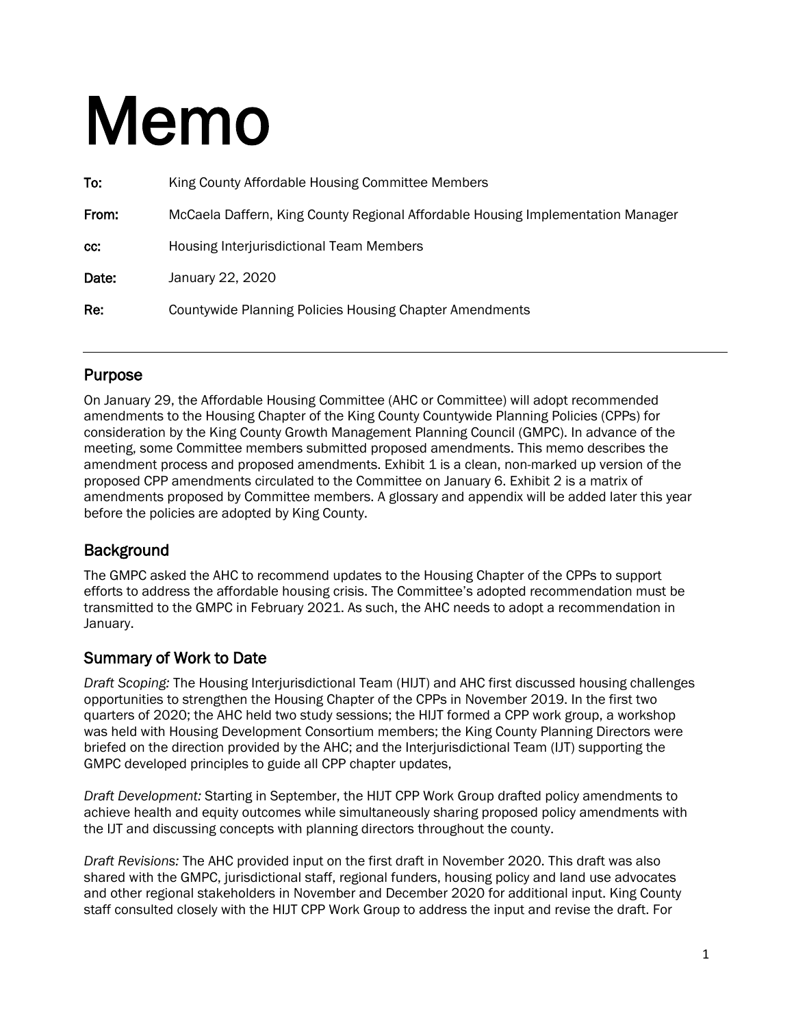# Memo

**To:** King County Affordable Housing Committee Members

**From:** McCaela Daffern, King County Regional Affordable Housing Implementation Manager

**cc:** Housing Interjurisdictional Team Members

**Date:** January 22, 2020

**Re:** Countywide Planning Policies Housing Chapter Amendments

---

## Purpose

On January 29, the Affordable Housing Committee (AHC or Committee) will adopt recommended amendments to the Housing Chapter of the King County Countywide Planning Policies (CPPs) for consideration by the King County Growth Management Planning Council (GMPC). In advance of the meeting, some Committee members submitted proposed amendments. This memo describes the amendment process and proposed amendments. Exhibit 1 is a clean, non-marked up version of the proposed CPP amendments circulated to the Committee on January 6. Exhibit 2 is a matrix of amendments proposed by Committee members. A glossary and appendix will be added later this year before the policies are adopted by King County.

## Background

The GMPC asked the AHC to recommend updates to the Housing Chapter of the CPPs to support efforts to address the affordable housing crisis. The Committee's adopted recommendation must be transmitted to the GMPC in February 2021. As such, the AHC needs to adopt a recommendation in January.

## Summary of Work to Date

*Draft Scoping:* The Housing Interjurisdictional Team (HIJT) and AHC first discussed housing challenges opportunities to strengthen the Housing Chapter of the CPPs in November 2019. In the first two quarters of 2020; the AHC held two study sessions; the HIJT formed a CPP work group, a workshop was held with Housing Development Consortium members; the King County Planning Directors were briefed on the direction provided by the AHC; and the Interjurisdictional Team (IJT) supporting the GMPC developed principles to guide all CPP chapter updates,

*Draft Development:* Starting in September, the HIJT CPP Work Group drafted policy amendments to achieve health and equity outcomes while simultaneously sharing proposed policy amendments with the IJT and discussing concepts with planning directors throughout the county.

*Draft Revisions:* The AHC provided input on the first draft in November 2020. This draft was also shared with the GMPC, jurisdictional staff, regional funders, housing policy and land use advocates and other regional stakeholders in November and December 2020 for additional input. King County staff consulted closely with the HIJT CPP Work Group to address the input and revise the draft. For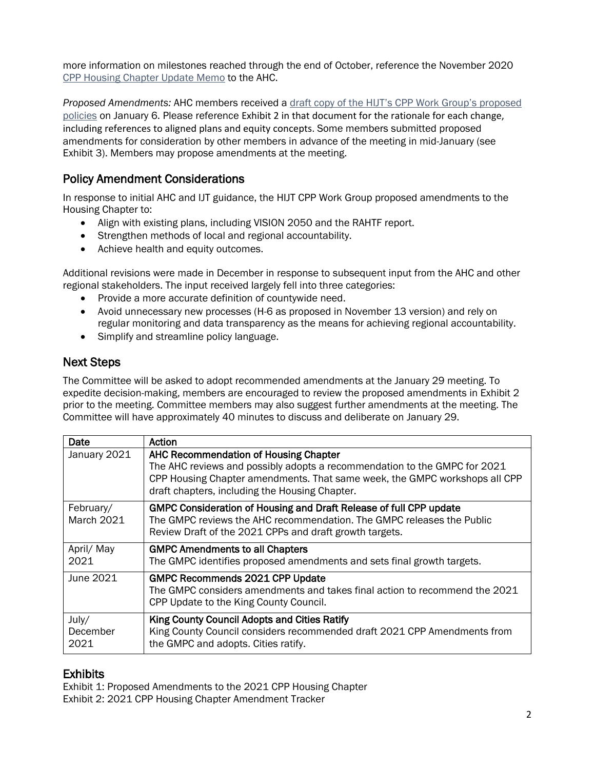more information on milestones reached through the end of October, reference the November 2020 [CPP Housing Chapter Update Memo](#) to the AHC.

*Proposed Amendments:* AHC members received a [draft copy of the HIJT's CPP Work Group's proposed policies](#) on January 6. Please reference Exhibit 2 in that document for the rationale for each change, including references to aligned plans and equity concepts. Some members submitted proposed amendments for consideration by other members in advance of the meeting in mid-January (see Exhibit 3). Members may propose amendments at the meeting.

## Policy Amendment Considerations

In response to initial AHC and IJT guidance, the HIJT CPP Work Group proposed amendments to the Housing Chapter to:

- Align with existing plans, including VISION 2050 and the RAHTF report.
- Strengthen methods of local and regional accountability.
- Achieve health and equity outcomes.

Additional revisions were made in December in response to subsequent input from the AHC and other regional stakeholders. The input received largely fell into three categories:

- Provide a more accurate definition of countywide need.
- Avoid unnecessary new processes (H-6 as proposed in November 13 version) and rely on regular monitoring and data transparency as the means for achieving regional accountability.
- Simplify and streamline policy language.

## Next Steps

The Committee will be asked to adopt recommended amendments at the January 29 meeting. To expedite decision-making, members are encouraged to review the proposed amendments in Exhibit 2 prior to the meeting. Committee members may also suggest further amendments at the meeting. The Committee will have approximately 40 minutes to discuss and deliberate on January 29.

| Date | Action |
|---|---|
| January 2021 | **AHC Recommendation of Housing Chapter**<br>The AHC reviews and possibly adopts a recommendation to the GMPC for 2021 CPP Housing Chapter amendments. That same week, the GMPC workshops all CPP draft chapters, including the Housing Chapter. |
| February/ March 2021 | **GMPC Consideration of Housing and Draft Release of full CPP update**<br>The GMPC reviews the AHC recommendation. The GMPC releases the Public Review Draft of the 2021 CPPs and draft growth targets. |
| April/ May 2021 | **GMPC Amendments to all Chapters**<br>The GMPC identifies proposed amendments and sets final growth targets. |
| June 2021 | **GMPC Recommends 2021 CPP Update**<br>The GMPC considers amendments and takes final action to recommend the 2021 CPP Update to the King County Council. |
| July/ December 2021 | **King County Council Adopts and Cities Ratify**<br>King County Council considers recommended draft 2021 CPP Amendments from the GMPC and adopts. Cities ratify. |

## Exhibits

Exhibit 1: Proposed Amendments to the 2021 CPP Housing Chapter
Exhibit 2: 2021 CPP Housing Chapter Amendment Tracker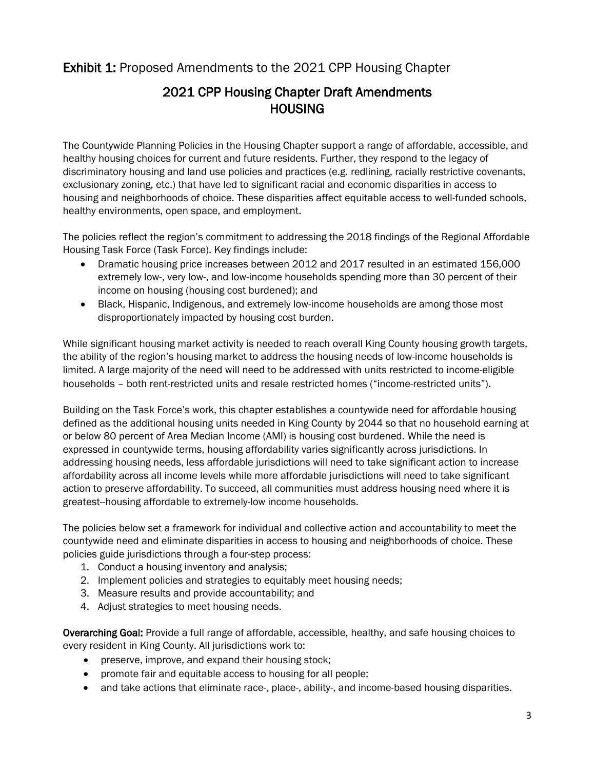**Exhibit 1:** Proposed Amendments to the 2021 CPP Housing Chapter

# 2021 CPP Housing Chapter Draft Amendments
# HOUSING

The Countywide Planning Policies in the Housing Chapter support a range of affordable, accessible, and healthy housing choices for current and future residents. Further, they respond to the legacy of discriminatory housing and land use policies and practices (e.g. redlining, racially restrictive covenants, exclusionary zoning, etc.) that have led to significant racial and economic disparities in access to housing and neighborhoods of choice. These disparities affect equitable access to well-funded schools, healthy environments, open space, and employment.

The policies reflect the region's commitment to addressing the 2018 findings of the Regional Affordable Housing Task Force (Task Force). Key findings include:

- Dramatic housing price increases between 2012 and 2017 resulted in an estimated 156,000 extremely low-, very low-, and low-income households spending more than 30 percent of their income on housing (housing cost burdened); and
- Black, Hispanic, Indigenous, and extremely low-income households are among those most disproportionately impacted by housing cost burden.

While significant housing market activity is needed to reach overall King County housing growth targets, the ability of the region's housing market to address the housing needs of low-income households is limited. A large majority of the need will need to be addressed with units restricted to income-eligible households – both rent-restricted units and resale restricted homes ("income-restricted units").

Building on the Task Force's work, this chapter establishes a countywide need for affordable housing defined as the additional housing units needed in King County by 2044 so that no household earning at or below 80 percent of Area Median Income (AMI) is housing cost burdened. While the need is expressed in countywide terms, housing affordability varies significantly across jurisdictions. In addressing housing needs, less affordable jurisdictions will need to take significant action to increase affordability across all income levels while more affordable jurisdictions will need to take significant action to preserve affordability. To succeed, all communities must address housing need where it is greatest--housing affordable to extremely-low income households.

The policies below set a framework for individual and collective action and accountability to meet the countywide need and eliminate disparities in access to housing and neighborhoods of choice. These policies guide jurisdictions through a four-step process:

1. Conduct a housing inventory and analysis;
2. Implement policies and strategies to equitably meet housing needs;
3. Measure results and provide accountability; and
4. Adjust strategies to meet housing needs.

**Overarching Goal:** Provide a full range of affordable, accessible, healthy, and safe housing choices to every resident in King County. All jurisdictions work to:

- preserve, improve, and expand their housing stock;
- promote fair and equitable access to housing for all people;
- and take actions that eliminate race-, place-, ability-, and income-based housing disparities.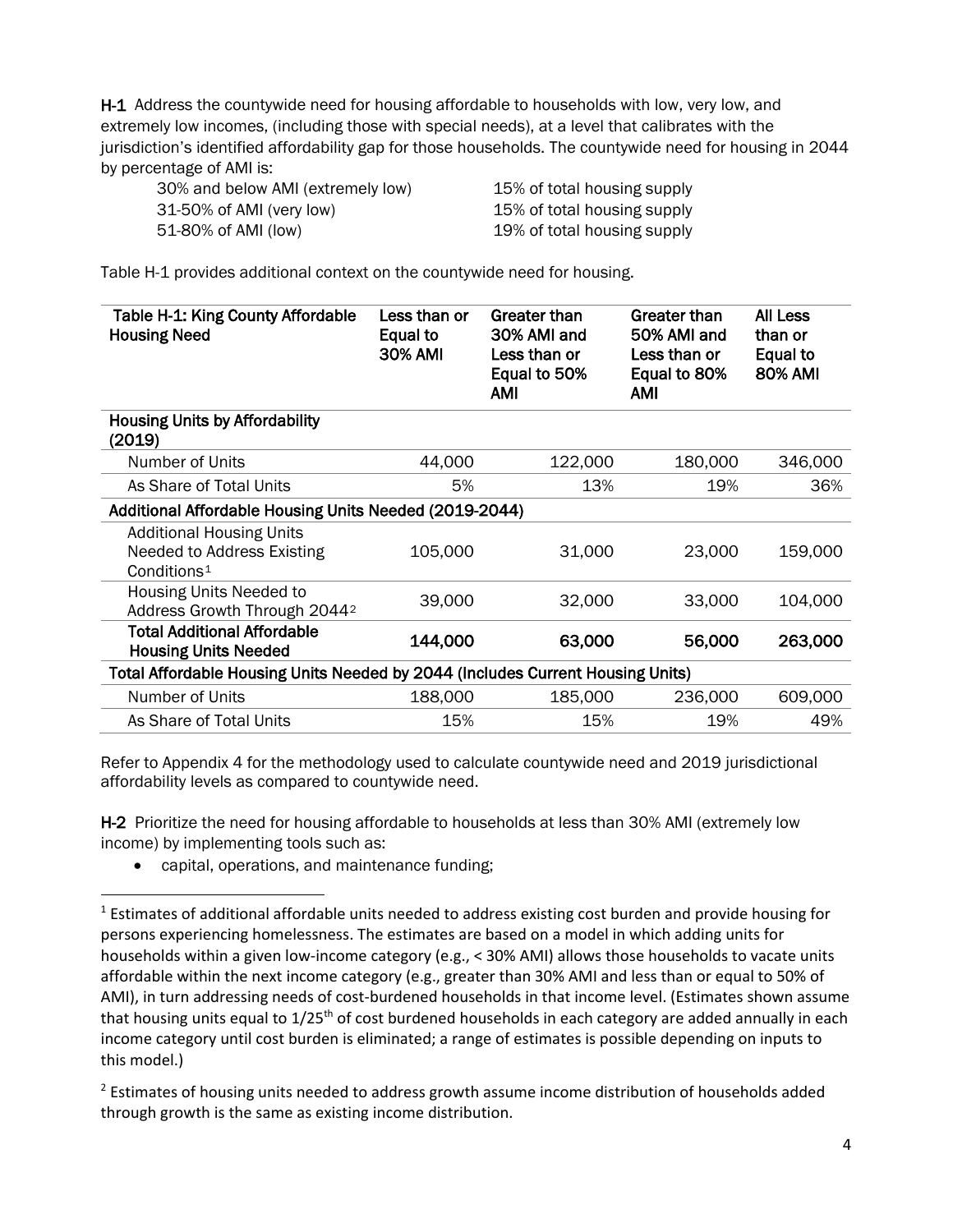**H-1** Address the countywide need for housing affordable to households with low, very low, and extremely low incomes, (including those with special needs), at a level that calibrates with the jurisdiction's identified affordability gap for those households. The countywide need for housing in 2044 by percentage of AMI is:

| | |
|---|---|
| 30% and below AMI (extremely low) | 15% of total housing supply |
| 31-50% of AMI (very low) | 15% of total housing supply |
| 51-80% of AMI (low) | 19% of total housing supply |

Table H-1 provides additional context on the countywide need for housing.

| Table H-1: King County Affordable Housing Need | Less than or Equal to 30% AMI | Greater than 30% AMI and Less than or Equal to 50% AMI | Greater than 50% AMI and Less than or Equal to 80% AMI | All Less than or Equal to 80% AMI |
|---|---|---|---|---|
| **Housing Units by Affordability (2019)** | | | | |
| Number of Units | 44,000 | 122,000 | 180,000 | 346,000 |
| As Share of Total Units | 5% | 13% | 19% | 36% |
| **Additional Affordable Housing Units Needed (2019-2044)** | | | | |
| Additional Housing Units Needed to Address Existing Conditions[1] | 105,000 | 31,000 | 23,000 | 159,000 |
| Housing Units Needed to Address Growth Through 2044[2] | 39,000 | 32,000 | 33,000 | 104,000 |
| **Total Additional Affordable Housing Units Needed** | **144,000** | **63,000** | **56,000** | **263,000** |
| **Total Affordable Housing Units Needed by 2044 (Includes Current Housing Units)** | | | | |
| Number of Units | 188,000 | 185,000 | 236,000 | 609,000 |
| As Share of Total Units | 15% | 15% | 19% | 49% |

Refer to Appendix 4 for the methodology used to calculate countywide need and 2019 jurisdictional affordability levels as compared to countywide need.

**H-2** Prioritize the need for housing affordable to households at less than 30% AMI (extremely low income) by implementing tools such as:

- capital, operations, and maintenance funding;

[1] Estimates of additional affordable units needed to address existing cost burden and provide housing for persons experiencing homelessness. The estimates are based on a model in which adding units for households within a given low-income category (e.g., < 30% AMI) allows those households to vacate units affordable within the next income category (e.g., greater than 30% AMI and less than or equal to 50% of AMI), in turn addressing needs of cost-burdened households in that income level. (Estimates shown assume that housing units equal to 1/25th of cost burdened households in each category are added annually in each income category until cost burden is eliminated; a range of estimates is possible depending on inputs to this model.)

[2] Estimates of housing units needed to address growth assume income distribution of households added through growth is the same as existing income distribution.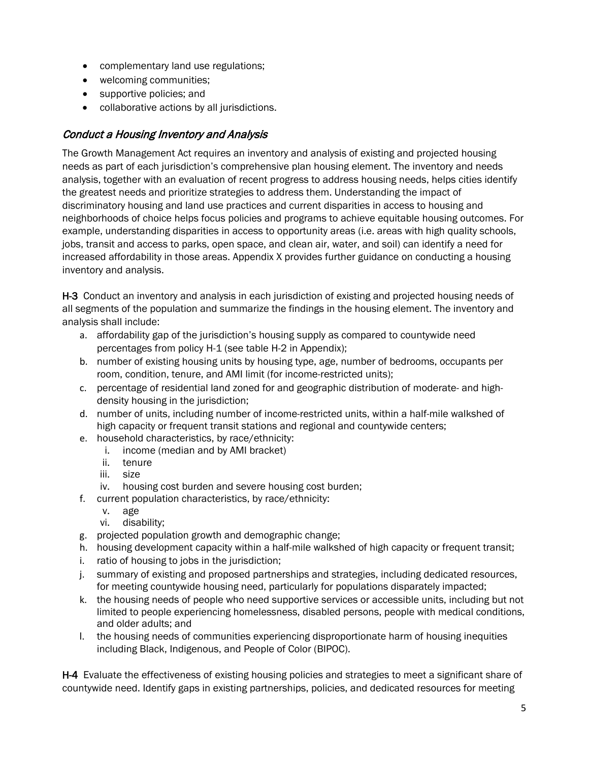- complementary land use regulations;
- welcoming communities;
- supportive policies; and
- collaborative actions by all jurisdictions.

## *Conduct a Housing Inventory and Analysis*

The Growth Management Act requires an inventory and analysis of existing and projected housing needs as part of each jurisdiction's comprehensive plan housing element. The inventory and needs analysis, together with an evaluation of recent progress to address housing needs, helps cities identify the greatest needs and prioritize strategies to address them. Understanding the impact of discriminatory housing and land use practices and current disparities in access to housing and neighborhoods of choice helps focus policies and programs to achieve equitable housing outcomes. For example, understanding disparities in access to opportunity areas (i.e. areas with high quality schools, jobs, transit and access to parks, open space, and clean air, water, and soil) can identify a need for increased affordability in those areas. Appendix X provides further guidance on conducting a housing inventory and analysis.

**H-3** Conduct an inventory and analysis in each jurisdiction of existing and projected housing needs of all segments of the population and summarize the findings in the housing element. The inventory and analysis shall include:

a. affordability gap of the jurisdiction's housing supply as compared to countywide need percentages from policy H-1 (see table H-2 in Appendix);
b. number of existing housing units by housing type, age, number of bedrooms, occupants per room, condition, tenure, and AMI limit (for income-restricted units);
c. percentage of residential land zoned for and geographic distribution of moderate- and high-density housing in the jurisdiction;
d. number of units, including number of income-restricted units, within a half-mile walkshed of high capacity or frequent transit stations and regional and countywide centers;
e. household characteristics, by race/ethnicity:
   i. income (median and by AMI bracket)
   ii. tenure
   iii. size
   iv. housing cost burden and severe housing cost burden;
f. current population characteristics, by race/ethnicity:
   v. age
   vi. disability;
g. projected population growth and demographic change;
h. housing development capacity within a half-mile walkshed of high capacity or frequent transit;
i. ratio of housing to jobs in the jurisdiction;
j. summary of existing and proposed partnerships and strategies, including dedicated resources, for meeting countywide housing need, particularly for populations disparately impacted;
k. the housing needs of people who need supportive services or accessible units, including but not limited to people experiencing homelessness, disabled persons, people with medical conditions, and older adults; and
l. the housing needs of communities experiencing disproportionate harm of housing inequities including Black, Indigenous, and People of Color (BIPOC).

**H-4** Evaluate the effectiveness of existing housing policies and strategies to meet a significant share of countywide need. Identify gaps in existing partnerships, policies, and dedicated resources for meeting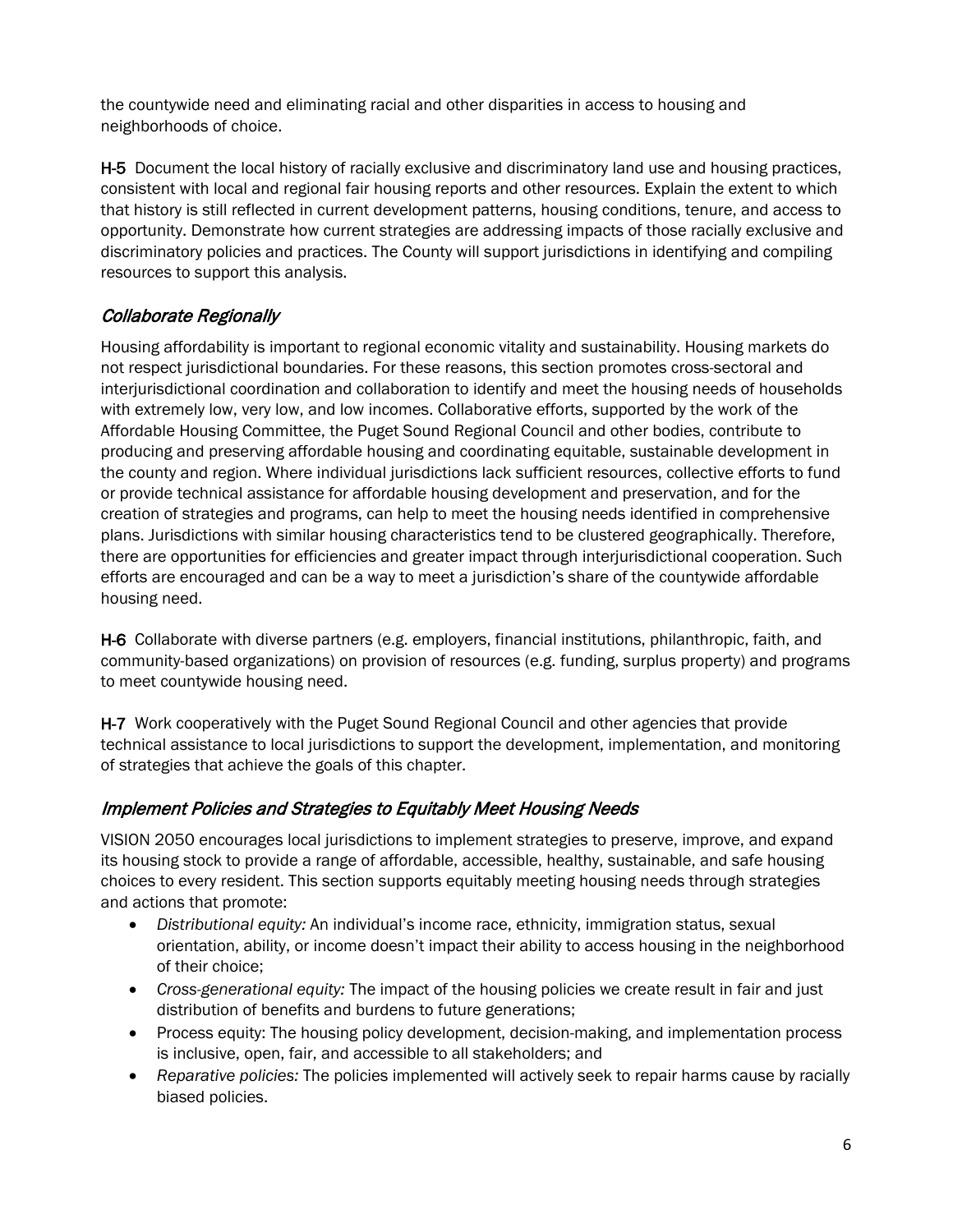the countywide need and eliminating racial and other disparities in access to housing and neighborhoods of choice.

**H-5** Document the local history of racially exclusive and discriminatory land use and housing practices, consistent with local and regional fair housing reports and other resources. Explain the extent to which that history is still reflected in current development patterns, housing conditions, tenure, and access to opportunity. Demonstrate how current strategies are addressing impacts of those racially exclusive and discriminatory policies and practices. The County will support jurisdictions in identifying and compiling resources to support this analysis.

## *Collaborate Regionally*

Housing affordability is important to regional economic vitality and sustainability. Housing markets do not respect jurisdictional boundaries. For these reasons, this section promotes cross-sectoral and interjurisdictional coordination and collaboration to identify and meet the housing needs of households with extremely low, very low, and low incomes. Collaborative efforts, supported by the work of the Affordable Housing Committee, the Puget Sound Regional Council and other bodies, contribute to producing and preserving affordable housing and coordinating equitable, sustainable development in the county and region. Where individual jurisdictions lack sufficient resources, collective efforts to fund or provide technical assistance for affordable housing development and preservation, and for the creation of strategies and programs, can help to meet the housing needs identified in comprehensive plans. Jurisdictions with similar housing characteristics tend to be clustered geographically. Therefore, there are opportunities for efficiencies and greater impact through interjurisdictional cooperation. Such efforts are encouraged and can be a way to meet a jurisdiction's share of the countywide affordable housing need.

**H-6** Collaborate with diverse partners (e.g. employers, financial institutions, philanthropic, faith, and community-based organizations) on provision of resources (e.g. funding, surplus property) and programs to meet countywide housing need.

**H-7** Work cooperatively with the Puget Sound Regional Council and other agencies that provide technical assistance to local jurisdictions to support the development, implementation, and monitoring of strategies that achieve the goals of this chapter.

## *Implement Policies and Strategies to Equitably Meet Housing Needs*

VISION 2050 encourages local jurisdictions to implement strategies to preserve, improve, and expand its housing stock to provide a range of affordable, accessible, healthy, sustainable, and safe housing choices to every resident. This section supports equitably meeting housing needs through strategies and actions that promote:

- *Distributional equity:* An individual's income race, ethnicity, immigration status, sexual orientation, ability, or income doesn't impact their ability to access housing in the neighborhood of their choice;
- *Cross-generational equity:* The impact of the housing policies we create result in fair and just distribution of benefits and burdens to future generations;
- Process equity: The housing policy development, decision-making, and implementation process is inclusive, open, fair, and accessible to all stakeholders; and
- *Reparative policies:* The policies implemented will actively seek to repair harms cause by racially biased policies.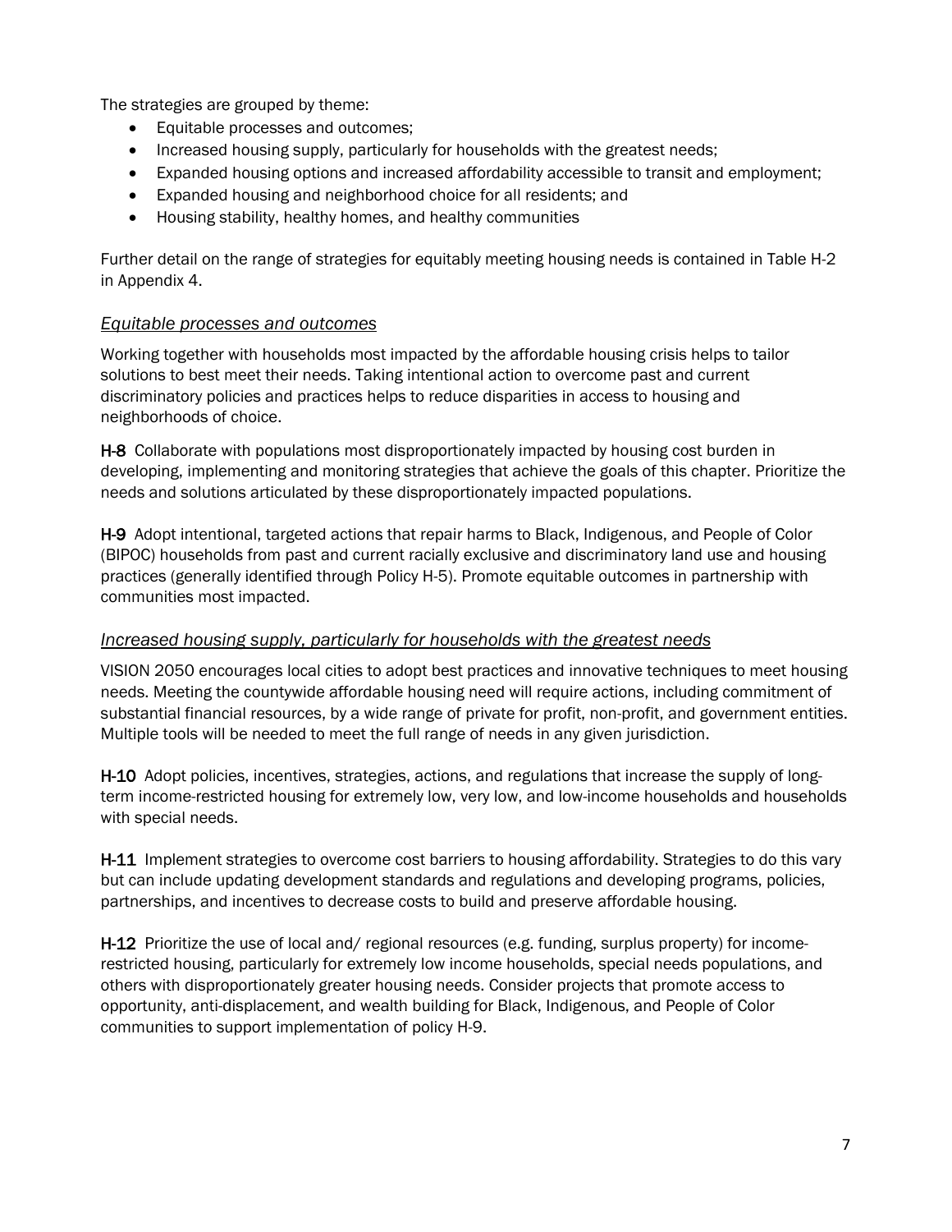The strategies are grouped by theme:

- Equitable processes and outcomes;
- Increased housing supply, particularly for households with the greatest needs;
- Expanded housing options and increased affordability accessible to transit and employment;
- Expanded housing and neighborhood choice for all residents; and
- Housing stability, healthy homes, and healthy communities

Further detail on the range of strategies for equitably meeting housing needs is contained in Table H-2 in Appendix 4.

### *Equitable processes and outcomes*

Working together with households most impacted by the affordable housing crisis helps to tailor solutions to best meet their needs. Taking intentional action to overcome past and current discriminatory policies and practices helps to reduce disparities in access to housing and neighborhoods of choice.

**H-8** Collaborate with populations most disproportionately impacted by housing cost burden in developing, implementing and monitoring strategies that achieve the goals of this chapter. Prioritize the needs and solutions articulated by these disproportionately impacted populations.

**H-9** Adopt intentional, targeted actions that repair harms to Black, Indigenous, and People of Color (BIPOC) households from past and current racially exclusive and discriminatory land use and housing practices (generally identified through Policy H-5). Promote equitable outcomes in partnership with communities most impacted.

### *Increased housing supply, particularly for households with the greatest needs*

VISION 2050 encourages local cities to adopt best practices and innovative techniques to meet housing needs. Meeting the countywide affordable housing need will require actions, including commitment of substantial financial resources, by a wide range of private for profit, non-profit, and government entities. Multiple tools will be needed to meet the full range of needs in any given jurisdiction.

**H-10** Adopt policies, incentives, strategies, actions, and regulations that increase the supply of long-term income-restricted housing for extremely low, very low, and low-income households and households with special needs.

**H-11** Implement strategies to overcome cost barriers to housing affordability. Strategies to do this vary but can include updating development standards and regulations and developing programs, policies, partnerships, and incentives to decrease costs to build and preserve affordable housing.

**H-12** Prioritize the use of local and/ regional resources (e.g. funding, surplus property) for income-restricted housing, particularly for extremely low income households, special needs populations, and others with disproportionately greater housing needs. Consider projects that promote access to opportunity, anti-displacement, and wealth building for Black, Indigenous, and People of Color communities to support implementation of policy H-9.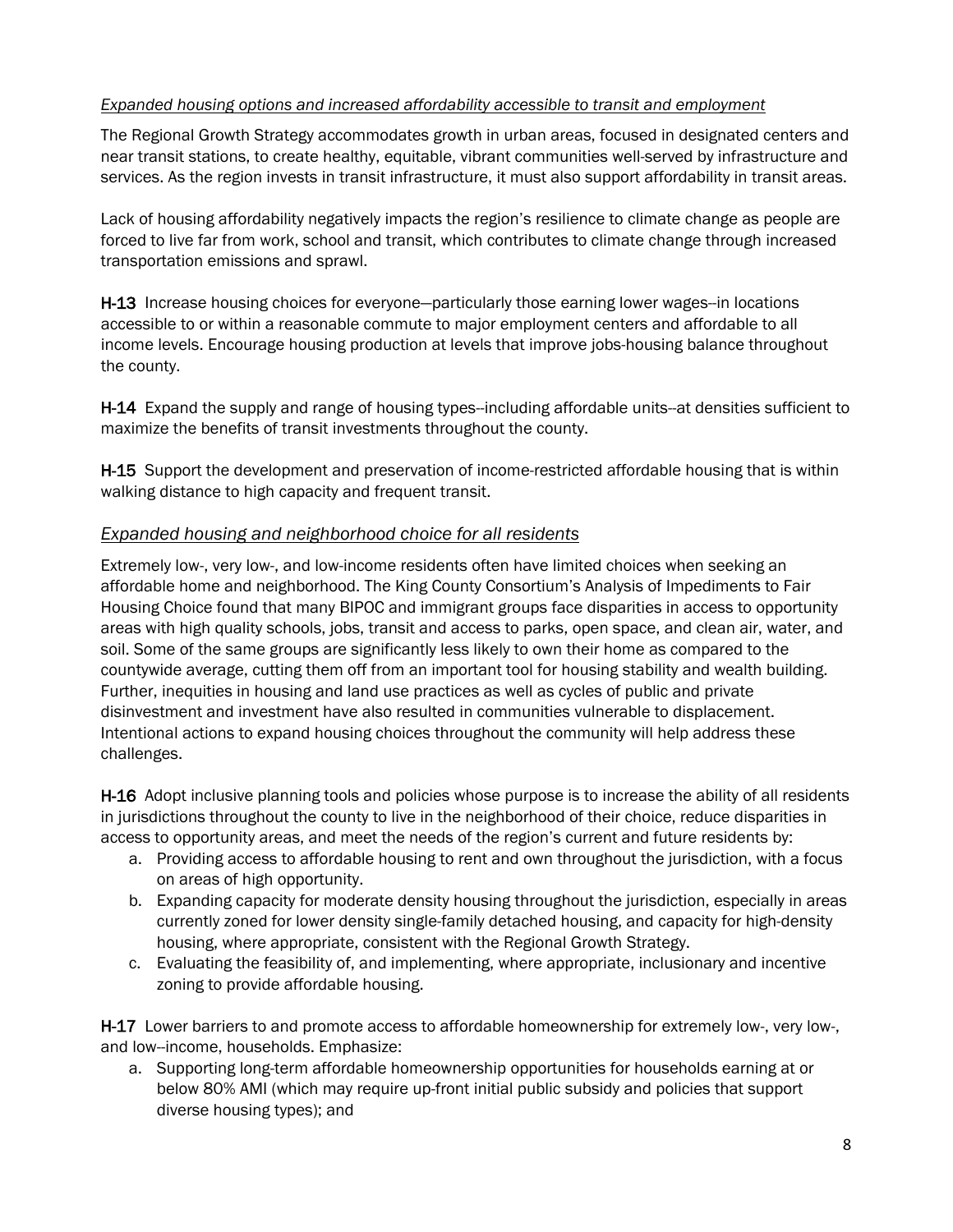*Expanded housing options and increased affordability accessible to transit and employment*

The Regional Growth Strategy accommodates growth in urban areas, focused in designated centers and near transit stations, to create healthy, equitable, vibrant communities well-served by infrastructure and services. As the region invests in transit infrastructure, it must also support affordability in transit areas.

Lack of housing affordability negatively impacts the region's resilience to climate change as people are forced to live far from work, school and transit, which contributes to climate change through increased transportation emissions and sprawl.

**H-13** Increase housing choices for everyone—particularly those earning lower wages--in locations accessible to or within a reasonable commute to major employment centers and affordable to all income levels. Encourage housing production at levels that improve jobs-housing balance throughout the county.

**H-14** Expand the supply and range of housing types--including affordable units--at densities sufficient to maximize the benefits of transit investments throughout the county.

**H-15** Support the development and preservation of income-restricted affordable housing that is within walking distance to high capacity and frequent transit.

## *Expanded housing and neighborhood choice for all residents*

Extremely low-, very low-, and low-income residents often have limited choices when seeking an affordable home and neighborhood. The King County Consortium's Analysis of Impediments to Fair Housing Choice found that many BIPOC and immigrant groups face disparities in access to opportunity areas with high quality schools, jobs, transit and access to parks, open space, and clean air, water, and soil. Some of the same groups are significantly less likely to own their home as compared to the countywide average, cutting them off from an important tool for housing stability and wealth building. Further, inequities in housing and land use practices as well as cycles of public and private disinvestment and investment have also resulted in communities vulnerable to displacement. Intentional actions to expand housing choices throughout the community will help address these challenges.

**H-16** Adopt inclusive planning tools and policies whose purpose is to increase the ability of all residents in jurisdictions throughout the county to live in the neighborhood of their choice, reduce disparities in access to opportunity areas, and meet the needs of the region's current and future residents by:

a. Providing access to affordable housing to rent and own throughout the jurisdiction, with a focus on areas of high opportunity.
b. Expanding capacity for moderate density housing throughout the jurisdiction, especially in areas currently zoned for lower density single-family detached housing, and capacity for high-density housing, where appropriate, consistent with the Regional Growth Strategy.
c. Evaluating the feasibility of, and implementing, where appropriate, inclusionary and incentive zoning to provide affordable housing.

**H-17** Lower barriers to and promote access to affordable homeownership for extremely low-, very low-, and low--income, households. Emphasize:

a. Supporting long-term affordable homeownership opportunities for households earning at or below 80% AMI (which may require up-front initial public subsidy and policies that support diverse housing types); and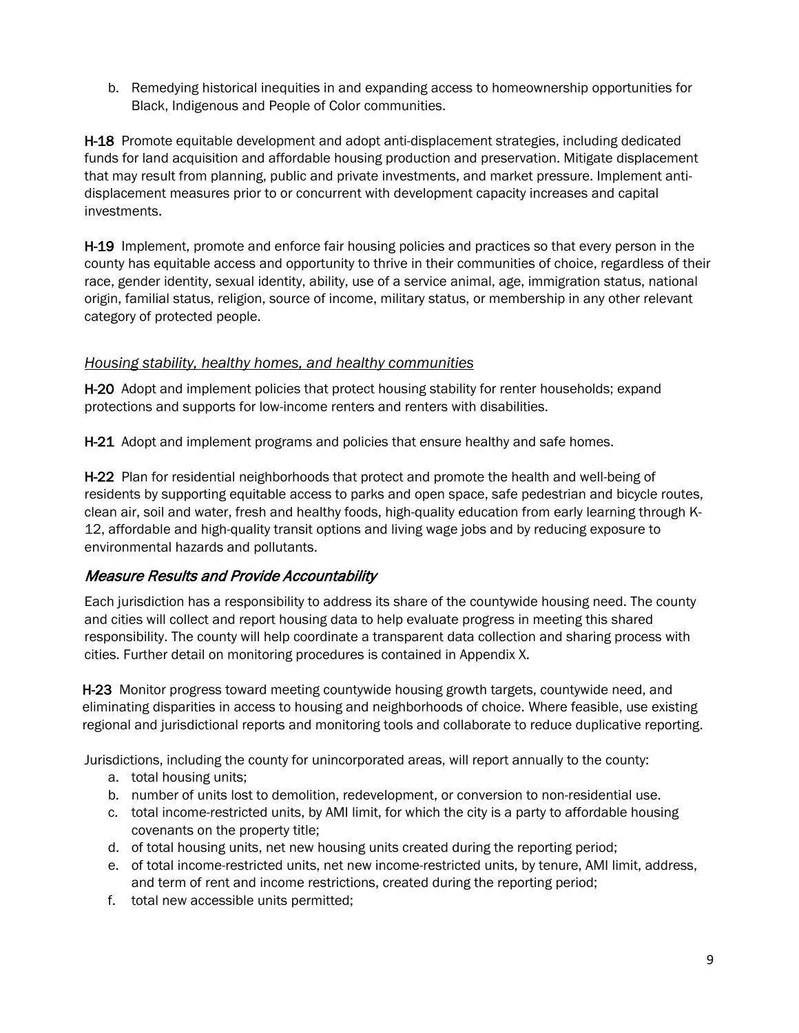b. Remedying historical inequities in and expanding access to homeownership opportunities for Black, Indigenous and People of Color communities.

**H-18** Promote equitable development and adopt anti-displacement strategies, including dedicated funds for land acquisition and affordable housing production and preservation. Mitigate displacement that may result from planning, public and private investments, and market pressure. Implement anti-displacement measures prior to or concurrent with development capacity increases and capital investments.

**H-19** Implement, promote and enforce fair housing policies and practices so that every person in the county has equitable access and opportunity to thrive in their communities of choice, regardless of their race, gender identity, sexual identity, ability, use of a service animal, age, immigration status, national origin, familial status, religion, source of income, military status, or membership in any other relevant category of protected people.

### *Housing stability, healthy homes, and healthy communities*

**H-20** Adopt and implement policies that protect housing stability for renter households; expand protections and supports for low-income renters and renters with disabilities.

**H-21** Adopt and implement programs and policies that ensure healthy and safe homes.

**H-22** Plan for residential neighborhoods that protect and promote the health and well-being of residents by supporting equitable access to parks and open space, safe pedestrian and bicycle routes, clean air, soil and water, fresh and healthy foods, high-quality education from early learning through K-12, affordable and high-quality transit options and living wage jobs and by reducing exposure to environmental hazards and pollutants.

## *Measure Results and Provide Accountability*

Each jurisdiction has a responsibility to address its share of the countywide housing need. The county and cities will collect and report housing data to help evaluate progress in meeting this shared responsibility. The county will help coordinate a transparent data collection and sharing process with cities. Further detail on monitoring procedures is contained in Appendix X.

**H-23** Monitor progress toward meeting countywide housing growth targets, countywide need, and eliminating disparities in access to housing and neighborhoods of choice. Where feasible, use existing regional and jurisdictional reports and monitoring tools and collaborate to reduce duplicative reporting.

Jurisdictions, including the county for unincorporated areas, will report annually to the county:

a. total housing units;
b. number of units lost to demolition, redevelopment, or conversion to non-residential use.
c. total income-restricted units, by AMI limit, for which the city is a party to affordable housing covenants on the property title;
d. of total housing units, net new housing units created during the reporting period;
e. of total income-restricted units, net new income-restricted units, by tenure, AMI limit, address, and term of rent and income restrictions, created during the reporting period;
f. total new accessible units permitted;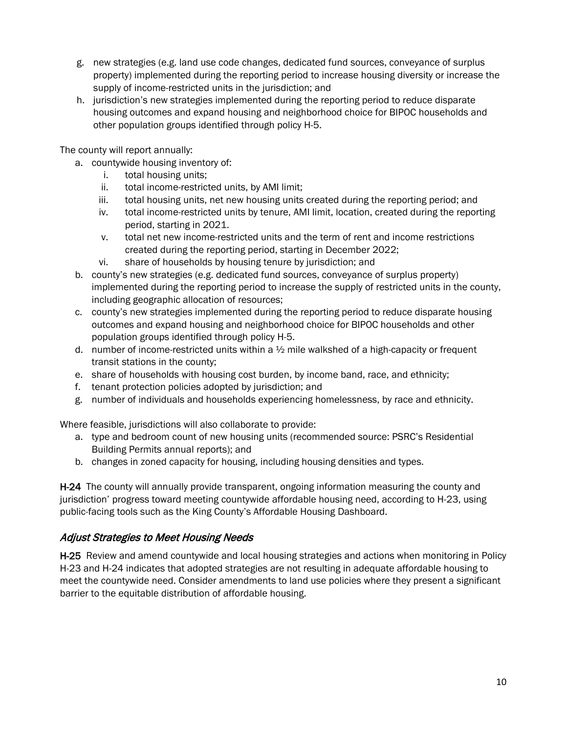g. new strategies (e.g. land use code changes, dedicated fund sources, conveyance of surplus property) implemented during the reporting period to increase housing diversity or increase the supply of income-restricted units in the jurisdiction; and
h. jurisdiction's new strategies implemented during the reporting period to reduce disparate housing outcomes and expand housing and neighborhood choice for BIPOC households and other population groups identified through policy H-5.

The county will report annually:

a. countywide housing inventory of:
   i. total housing units;
   ii. total income-restricted units, by AMI limit;
   iii. total housing units, net new housing units created during the reporting period; and
   iv. total income-restricted units by tenure, AMI limit, location, created during the reporting period, starting in 2021.
   v. total net new income-restricted units and the term of rent and income restrictions created during the reporting period, starting in December 2022;
   vi. share of households by housing tenure by jurisdiction; and
b. county's new strategies (e.g. dedicated fund sources, conveyance of surplus property) implemented during the reporting period to increase the supply of restricted units in the county, including geographic allocation of resources;
c. county's new strategies implemented during the reporting period to reduce disparate housing outcomes and expand housing and neighborhood choice for BIPOC households and other population groups identified through policy H-5.
d. number of income-restricted units within a ½ mile walkshed of a high-capacity or frequent transit stations in the county;
e. share of households with housing cost burden, by income band, race, and ethnicity;
f. tenant protection policies adopted by jurisdiction; and
g. number of individuals and households experiencing homelessness, by race and ethnicity.

Where feasible, jurisdictions will also collaborate to provide:

a. type and bedroom count of new housing units (recommended source: PSRC's Residential Building Permits annual reports); and
b. changes in zoned capacity for housing, including housing densities and types.

**H-24** The county will annually provide transparent, ongoing information measuring the county and jurisdiction' progress toward meeting countywide affordable housing need, according to H-23, using public-facing tools such as the King County's Affordable Housing Dashboard.

## *Adjust Strategies to Meet Housing Needs*

**H-25** Review and amend countywide and local housing strategies and actions when monitoring in Policy H-23 and H-24 indicates that adopted strategies are not resulting in adequate affordable housing to meet the countywide need. Consider amendments to land use policies where they present a significant barrier to the equitable distribution of affordable housing.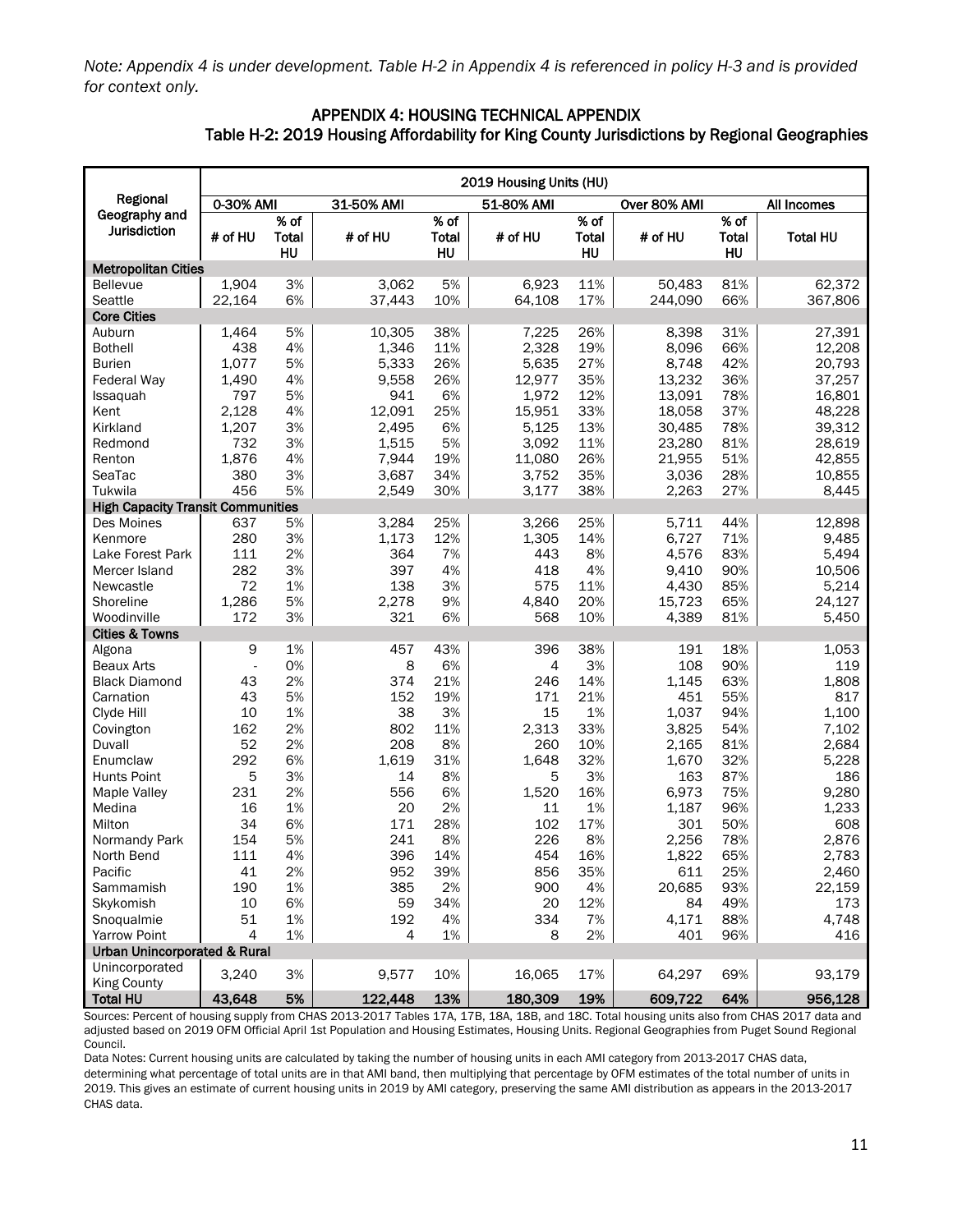*Note: Appendix 4 is under development. Table H-2 in Appendix 4 is referenced in policy H-3 and is provided for context only.*

## APPENDIX 4: HOUSING TECHNICAL APPENDIX

### Table H-2: 2019 Housing Affordability for King County Jurisdictions by Regional Geographies

| Regional Geography and Jurisdiction | 2019 Housing Units (HU) | | | | | | | | |
|---|---|---|---|---|---|---|---|---|---|
| | 0-30% AMI | | 31-50% AMI | | 51-80% AMI | | Over 80% AMI | | All Incomes |
| | # of HU | % of Total HU | # of HU | % of Total HU | # of HU | % of Total HU | # of HU | % of Total HU | Total HU |
| **Metropolitan Cities** | | | | | | | | | |
| Bellevue | 1,904 | 3% | 3,062 | 5% | 6,923 | 11% | 50,483 | 81% | 62,372 |
| Seattle | 22,164 | 6% | 37,443 | 10% | 64,108 | 17% | 244,090 | 66% | 367,806 |
| **Core Cities** | | | | | | | | | |
| Auburn | 1,464 | 5% | 10,305 | 38% | 7,225 | 26% | 8,398 | 31% | 27,391 |
| Bothell | 438 | 4% | 1,346 | 11% | 2,328 | 19% | 8,096 | 66% | 12,208 |
| Burien | 1,077 | 5% | 5,333 | 26% | 5,635 | 27% | 8,748 | 42% | 20,793 |
| Federal Way | 1,490 | 4% | 9,558 | 26% | 12,977 | 35% | 13,232 | 36% | 37,257 |
| Issaquah | 797 | 5% | 941 | 6% | 1,972 | 12% | 13,091 | 78% | 16,801 |
| Kent | 2,128 | 4% | 12,091 | 25% | 15,951 | 33% | 18,058 | 37% | 48,228 |
| Kirkland | 1,207 | 3% | 2,495 | 6% | 5,125 | 13% | 30,485 | 78% | 39,312 |
| Redmond | 732 | 3% | 1,515 | 5% | 3,092 | 11% | 23,280 | 81% | 28,619 |
| Renton | 1,876 | 4% | 7,944 | 19% | 11,080 | 26% | 21,955 | 51% | 42,855 |
| SeaTac | 380 | 3% | 3,687 | 34% | 3,752 | 35% | 3,036 | 28% | 10,855 |
| Tukwila | 456 | 5% | 2,549 | 30% | 3,177 | 38% | 2,263 | 27% | 8,445 |
| **High Capacity Transit Communities** | | | | | | | | | |
| Des Moines | 637 | 5% | 3,284 | 25% | 3,266 | 25% | 5,711 | 44% | 12,898 |
| Kenmore | 280 | 3% | 1,173 | 12% | 1,305 | 14% | 6,727 | 71% | 9,485 |
| Lake Forest Park | 111 | 2% | 364 | 7% | 443 | 8% | 4,576 | 83% | 5,494 |
| Mercer Island | 282 | 3% | 397 | 4% | 418 | 4% | 9,410 | 90% | 10,506 |
| Newcastle | 72 | 1% | 138 | 3% | 575 | 11% | 4,430 | 85% | 5,214 |
| Shoreline | 1,286 | 5% | 2,278 | 9% | 4,840 | 20% | 15,723 | 65% | 24,127 |
| Woodinville | 172 | 3% | 321 | 6% | 568 | 10% | 4,389 | 81% | 5,450 |
| **Cities & Towns** | | | | | | | | | |
| Algona | 9 | 1% | 457 | 43% | 396 | 38% | 191 | 18% | 1,053 |
| Beaux Arts | - | 0% | 8 | 6% | 4 | 3% | 108 | 90% | 119 |
| Black Diamond | 43 | 2% | 374 | 21% | 246 | 14% | 1,145 | 63% | 1,808 |
| Carnation | 43 | 5% | 152 | 19% | 171 | 21% | 451 | 55% | 817 |
| Clyde Hill | 10 | 1% | 38 | 3% | 15 | 1% | 1,037 | 94% | 1,100 |
| Covington | 162 | 2% | 802 | 11% | 2,313 | 33% | 3,825 | 54% | 7,102 |
| Duvall | 52 | 2% | 208 | 8% | 260 | 10% | 2,165 | 81% | 2,684 |
| Enumclaw | 292 | 6% | 1,619 | 31% | 1,648 | 32% | 1,670 | 32% | 5,228 |
| Hunts Point | 5 | 3% | 14 | 8% | 5 | 3% | 163 | 87% | 186 |
| Maple Valley | 231 | 2% | 556 | 6% | 1,520 | 16% | 6,973 | 75% | 9,280 |
| Medina | 16 | 1% | 20 | 2% | 11 | 1% | 1,187 | 96% | 1,233 |
| Milton | 34 | 6% | 171 | 28% | 102 | 17% | 301 | 50% | 608 |
| Normandy Park | 154 | 5% | 241 | 8% | 226 | 8% | 2,256 | 78% | 2,876 |
| North Bend | 111 | 4% | 396 | 14% | 454 | 16% | 1,822 | 65% | 2,783 |
| Pacific | 41 | 2% | 952 | 39% | 856 | 35% | 611 | 25% | 2,460 |
| Sammamish | 190 | 1% | 385 | 2% | 900 | 4% | 20,685 | 93% | 22,159 |
| Skykomish | 10 | 6% | 59 | 34% | 20 | 12% | 84 | 49% | 173 |
| Snoqualmie | 51 | 1% | 192 | 4% | 334 | 7% | 4,171 | 88% | 4,748 |
| Yarrow Point | 4 | 1% | 4 | 1% | 8 | 2% | 401 | 96% | 416 |
| **Urban Unincorporated & Rural** | | | | | | | | | |
| Unincorporated King County | 3,240 | 3% | 9,577 | 10% | 16,065 | 17% | 64,297 | 69% | 93,179 |
| **Total HU** | **43,648** | **5%** | **122,448** | **13%** | **180,309** | **19%** | **609,722** | **64%** | **956,128** |

Sources: Percent of housing supply from CHAS 2013-2017 Tables 17A, 17B, 18A, 18B, and 18C. Total housing units also from CHAS 2017 data and adjusted based on 2019 OFM Official April 1st Population and Housing Estimates, Housing Units. Regional Geographies from Puget Sound Regional Council.

Data Notes: Current housing units are calculated by taking the number of housing units in each AMI category from 2013-2017 CHAS data, determining what percentage of total units are in that AMI band, then multiplying that percentage by OFM estimates of the total number of units in 2019. This gives an estimate of current housing units in 2019 by AMI category, preserving the same AMI distribution as appears in the 2013-2017 CHAS data.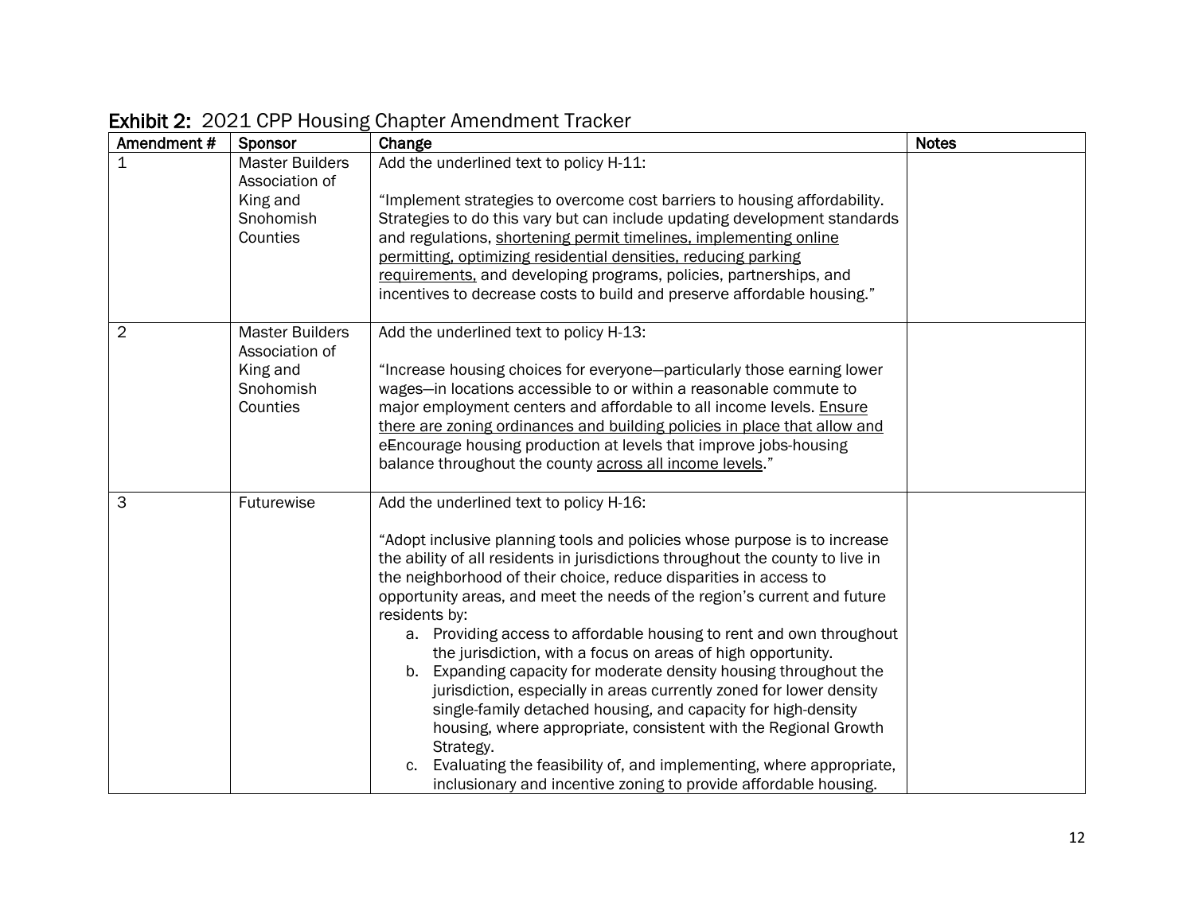**Exhibit 2:** 2021 CPP Housing Chapter Amendment Tracker

| Amendment # | Sponsor | Change | Notes |
|---|---|---|---|
| 1 | Master Builders Association of King and Snohomish Counties | Add the underlined text to policy H-11:<br><br>"Implement strategies to overcome cost barriers to housing affordability. Strategies to do this vary but can include updating development standards and regulations, <u>shortening permit timelines, implementing online permitting, optimizing residential densities, reducing parking requirements,</u> and developing programs, policies, partnerships, and incentives to decrease costs to build and preserve affordable housing." | |
| 2 | Master Builders Association of King and Snohomish Counties | Add the underlined text to policy H-13:<br><br>"Increase housing choices for everyone—particularly those earning lower wages—in locations accessible to or within a reasonable commute to major employment centers and affordable to all income levels. <u>Ensure there are zoning ordinances and building policies in place that allow and</u> e~~E~~ncourage housing production at levels that improve jobs-housing balance throughout the county <u>across all income levels</u>." | |
| 3 | Futurewise | Add the underlined text to policy H-16:<br><br>"Adopt inclusive planning tools and policies whose purpose is to increase the ability of all residents in jurisdictions throughout the county to live in the neighborhood of their choice, reduce disparities in access to opportunity areas, and meet the needs of the region's current and future residents by:<br>a. Providing access to affordable housing to rent and own throughout the jurisdiction, with a focus on areas of high opportunity.<br>b. Expanding capacity for moderate density housing throughout the jurisdiction, especially in areas currently zoned for lower density single-family detached housing, and capacity for high-density housing, where appropriate, consistent with the Regional Growth Strategy.<br>c. Evaluating the feasibility of, and implementing, where appropriate, inclusionary and incentive zoning to provide affordable housing. | |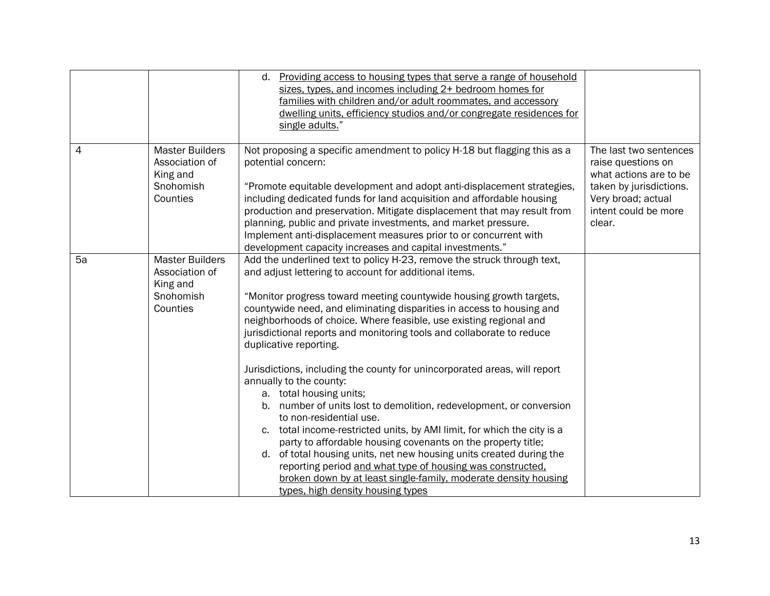| | | | |
|---|---|---|---|
| | | d. <u>Providing access to housing types that serve a range of household sizes, types, and incomes including 2+ bedroom homes for families with children and/or adult roommates, and accessory dwelling units, efficiency studios and/or congregate residences for single adults.</u>" | |
| 4 | Master Builders Association of King and Snohomish Counties | Not proposing a specific amendment to policy H-18 but flagging this as a potential concern:<br><br>"Promote equitable development and adopt anti-displacement strategies, including dedicated funds for land acquisition and affordable housing production and preservation. Mitigate displacement that may result from planning, public and private investments, and market pressure. Implement anti-displacement measures prior to or concurrent with development capacity increases and capital investments." | The last two sentences raise questions on what actions are to be taken by jurisdictions. Very broad; actual intent could be more clear. |
| 5a | Master Builders Association of King and Snohomish Counties | Add the underlined text to policy H-23, remove the struck through text, and adjust lettering to account for additional items.<br><br>"Monitor progress toward meeting countywide housing growth targets, countywide need, and eliminating disparities in access to housing and neighborhoods of choice. Where feasible, use existing regional and jurisdictional reports and monitoring tools and collaborate to reduce duplicative reporting.<br><br>Jurisdictions, including the county for unincorporated areas, will report annually to the county:<br>a. total housing units;<br>b. number of units lost to demolition, redevelopment, or conversion to non-residential use.<br>c. total income-restricted units, by AMI limit, for which the city is a party to affordable housing covenants on the property title;<br>d. of total housing units, net new housing units created during the reporting period <u>and what type of housing was constructed, broken down by at least single-family, moderate density housing types, high density housing types</u> | |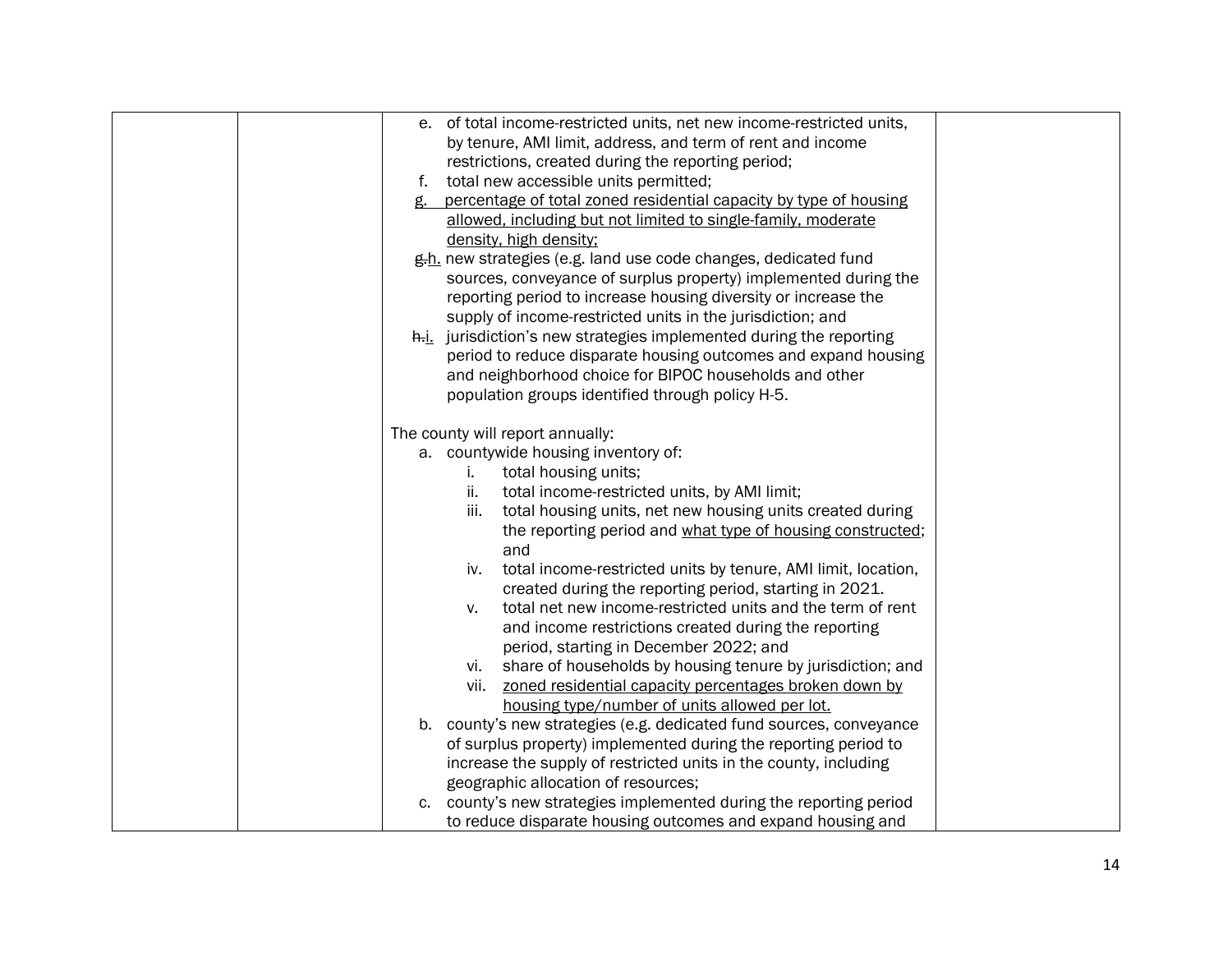| | | e. of total income-restricted units, net new income-restricted units, by tenure, AMI limit, address, and term of rent and income restrictions, created during the reporting period;<br>f. total new accessible units permitted;<br><u>g. percentage of total zoned residential capacity by type of housing allowed, including but not limited to single-family, moderate density, high density;</u><br>~~g.~~<u>h.</u> new strategies (e.g. land use code changes, dedicated fund sources, conveyance of surplus property) implemented during the reporting period to increase housing diversity or increase the supply of income-restricted units in the jurisdiction; and<br>~~h.~~<u>i.</u> jurisdiction's new strategies implemented during the reporting period to reduce disparate housing outcomes and expand housing and neighborhood choice for BIPOC households and other population groups identified through policy H-5.<br><br>The county will report annually:<br>a. countywide housing inventory of:<br>i. total housing units;<br>ii. total income-restricted units, by AMI limit;<br>iii. total housing units, net new housing units created during the reporting period and <u>what type of housing constructed</u>; and<br>iv. total income-restricted units by tenure, AMI limit, location, created during the reporting period, starting in 2021.<br>v. total net new income-restricted units and the term of rent and income restrictions created during the reporting period, starting in December 2022; and<br>vi. share of households by housing tenure by jurisdiction; and<br>vii. <u>zoned residential capacity percentages broken down by housing type/number of units allowed per lot.</u><br>b. county's new strategies (e.g. dedicated fund sources, conveyance of surplus property) implemented during the reporting period to increase the supply of restricted units in the county, including geographic allocation of resources;<br>c. county's new strategies implemented during the reporting period to reduce disparate housing outcomes and expand housing and | |
|---|---|---|---|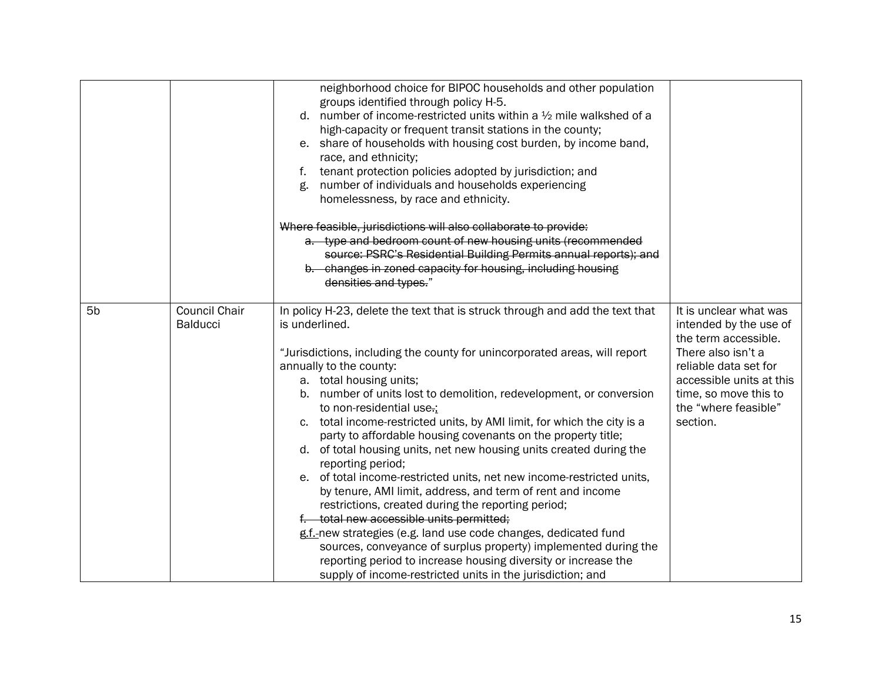| | | | |
|---|---|---|---|
| | | neighborhood choice for BIPOC households and other population groups identified through policy H-5.<br>d. number of income-restricted units within a ½ mile walkshed of a high-capacity or frequent transit stations in the county;<br>e. share of households with housing cost burden, by income band, race, and ethnicity;<br>f. tenant protection policies adopted by jurisdiction; and<br>g. number of individuals and households experiencing homelessness, by race and ethnicity.<br><br>~~Where feasible, jurisdictions will also collaborate to provide:~~<br>~~a. type and bedroom count of new housing units (recommended source: PSRC's Residential Building Permits annual reports); and~~<br>~~b. changes in zoned capacity for housing, including housing densities and types.~~" | |
| 5b | Council Chair Balducci | In policy H-23, delete the text that is struck through and add the text that is underlined.<br><br>"Jurisdictions, including the county for unincorporated areas, will report annually to the county:<br>a. total housing units;<br>b. number of units lost to demolition, redevelopment, or conversion to non-residential use~~.~~<u>;</u><br>c. total income-restricted units, by AMI limit, for which the city is a party to affordable housing covenants on the property title;<br>d. of total housing units, net new housing units created during the reporting period;<br>e. of total income-restricted units, net new income-restricted units, by tenure, AMI limit, address, and term of rent and income restrictions, created during the reporting period;<br>~~f. total new accessible units permitted;~~<br>~~g.~~<u>f.</u> new strategies (e.g. land use code changes, dedicated fund sources, conveyance of surplus property) implemented during the reporting period to increase housing diversity or increase the supply of income-restricted units in the jurisdiction; and | It is unclear what was intended by the use of the term accessible. There also isn't a reliable data set for accessible units at this time, so move this to the "where feasible" section. |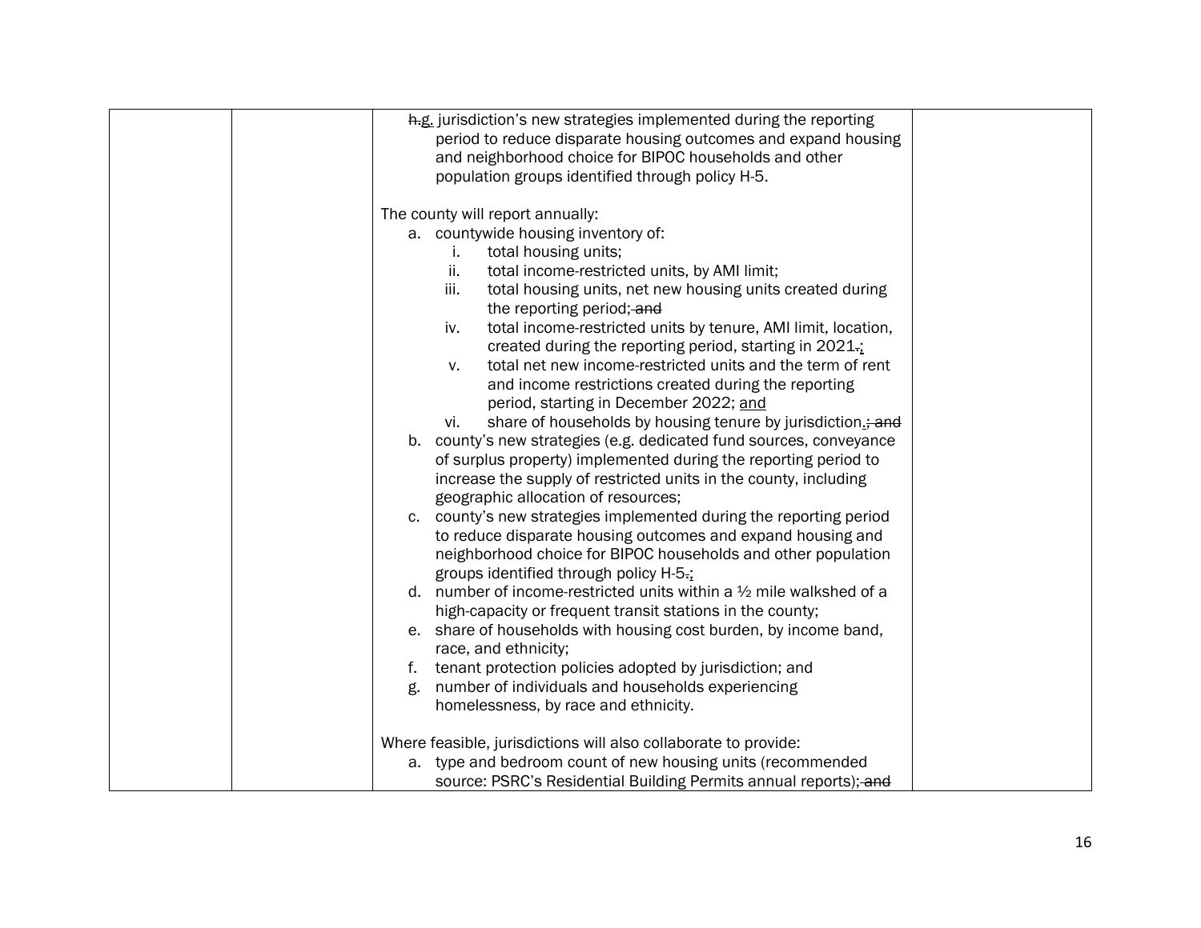| | | ~~h.~~g. jurisdiction's new strategies implemented during the reporting period to reduce disparate housing outcomes and expand housing and neighborhood choice for BIPOC households and other population groups identified through policy H-5.<br><br>The county will report annually:<br>a. countywide housing inventory of:<br>i. total housing units;<br>ii. total income-restricted units, by AMI limit;<br>iii. total housing units, net new housing units created during the reporting period;~~ and~~<br>iv. total income-restricted units by tenure, AMI limit, location, created during the reporting period, starting in 2021~~.~~;<br>v. total net new income-restricted units and the term of rent and income restrictions created during the reporting period, starting in December 2022; and<br>vi. share of households by housing tenure by jurisdiction.~~; and~~<br>b. county's new strategies (e.g. dedicated fund sources, conveyance of surplus property) implemented during the reporting period to increase the supply of restricted units in the county, including geographic allocation of resources;<br>c. county's new strategies implemented during the reporting period to reduce disparate housing outcomes and expand housing and neighborhood choice for BIPOC households and other population groups identified through policy H-5~~.~~;<br>d. number of income-restricted units within a ½ mile walkshed of a high-capacity or frequent transit stations in the county;<br>e. share of households with housing cost burden, by income band, race, and ethnicity;<br>f. tenant protection policies adopted by jurisdiction; and<br>g. number of individuals and households experiencing homelessness, by race and ethnicity.<br><br>Where feasible, jurisdictions will also collaborate to provide:<br>a. type and bedroom count of new housing units (recommended source: PSRC's Residential Building Permits annual reports);~~ and~~ | |
|---|---|---|---|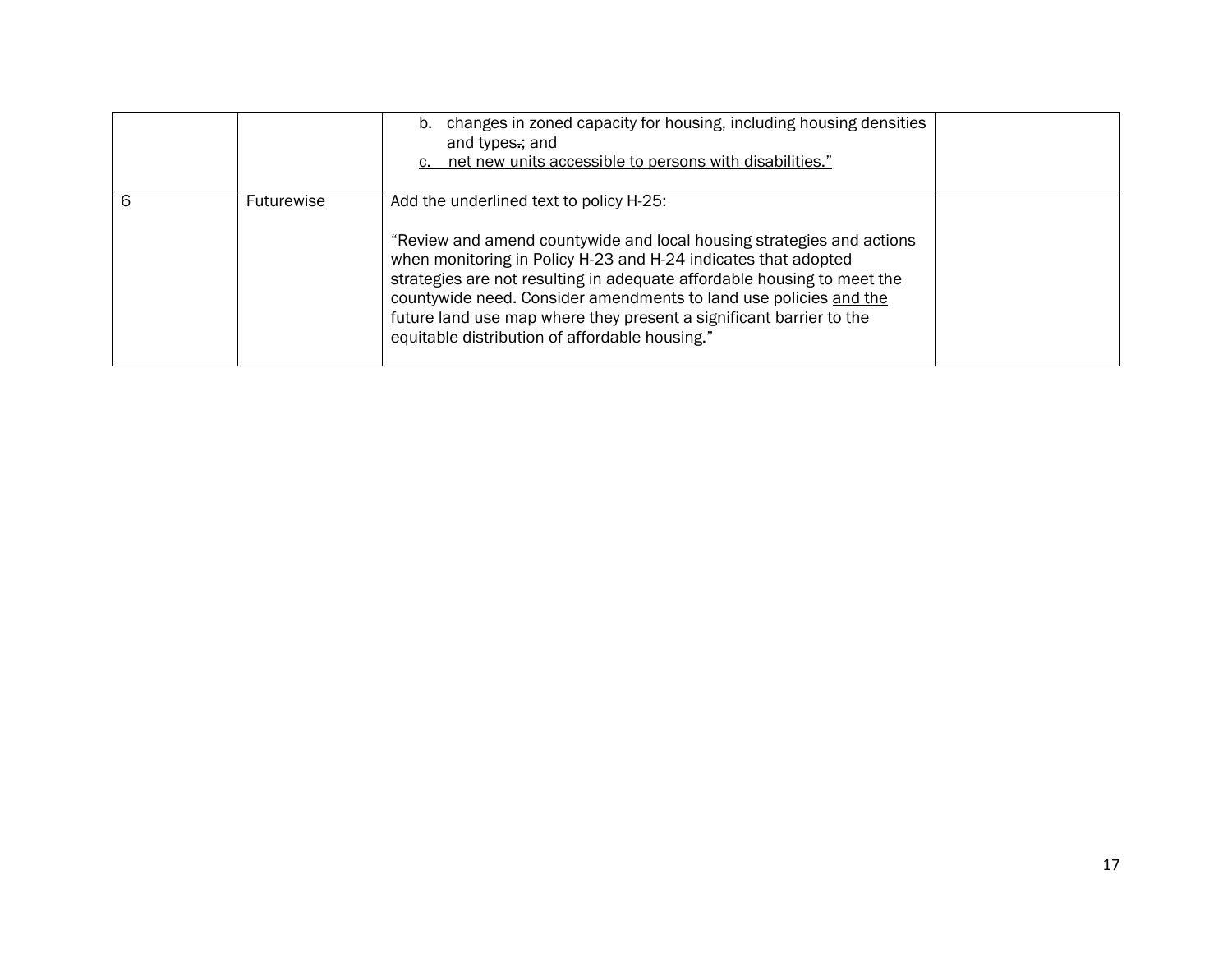| | | | |
|---|---|---|---|
| | | b. changes in zoned capacity for housing, including housing densities and types~~.~~<u>; and</u><br><u>c. net new units accessible to persons with disabilities.</u>" | |
| 6 | Futurewise | Add the underlined text to policy H-25:<br><br>"Review and amend countywide and local housing strategies and actions when monitoring in Policy H-23 and H-24 indicates that adopted strategies are not resulting in adequate affordable housing to meet the countywide need. Consider amendments to land use policies <u>and the future land use map</u> where they present a significant barrier to the equitable distribution of affordable housing." | |